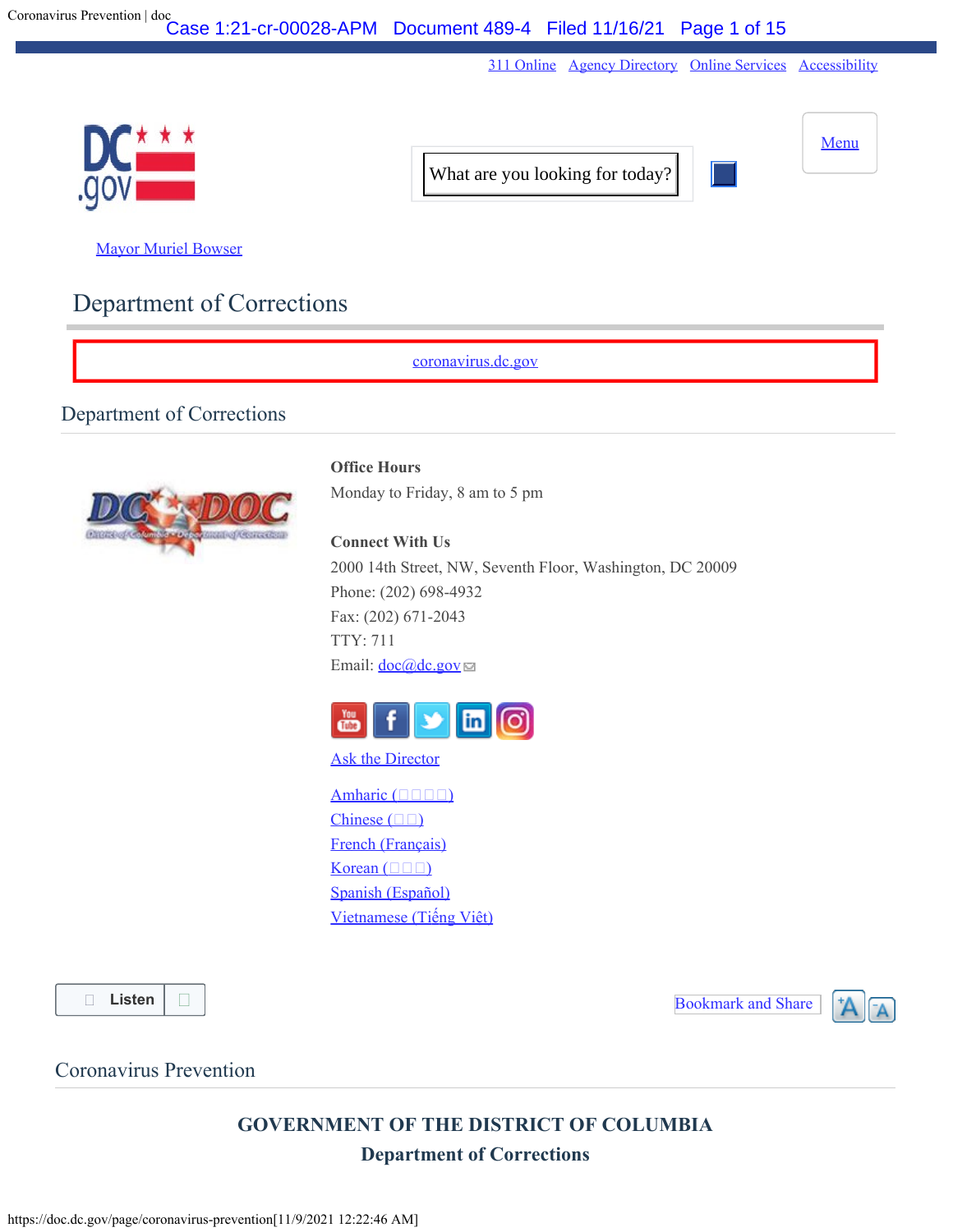311 Online  Agency Directory  Online Services  Accessibility

What are you looking for today?

Menu

Mayor Muriel Bowser

# Department of Corrections

coronavirus.dc.gov

## Department of Corrections

**Office Hours**

Monday to Friday, 8 am to 5 pm

**Connect With Us**

2000 14th Street, NW, Seventh Floor, Washington, DC 20009

Phone: (202) 698-4932

Fax: (202) 671-2043

TTY: 711

Email: doc@dc.gov

Ask the Director

Amharic (□□□□)
Chinese (□□)
French (Français)
Korean (□□□)
Spanish (Español)
Vietnamese (Tiếng Việt)

Listen

Bookmark and Share

## Coronavirus Prevention

**GOVERNMENT OF THE DISTRICT OF COLUMBIA**

**Department of Corrections**

https://doc.dc.gov/page/coronavirus-prevention[11/9/2021 12:22:46 AM]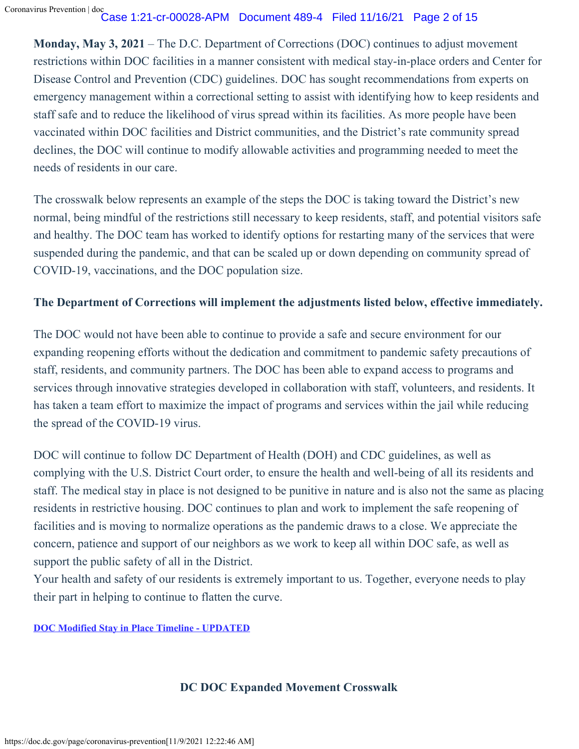**Monday, May 3, 2021** – The D.C. Department of Corrections (DOC) continues to adjust movement restrictions within DOC facilities in a manner consistent with medical stay-in-place orders and Center for Disease Control and Prevention (CDC) guidelines. DOC has sought recommendations from experts on emergency management within a correctional setting to assist with identifying how to keep residents and staff safe and to reduce the likelihood of virus spread within its facilities. As more people have been vaccinated within DOC facilities and District communities, and the District's rate community spread declines, the DOC will continue to modify allowable activities and programming needed to meet the needs of residents in our care.

The crosswalk below represents an example of the steps the DOC is taking toward the District's new normal, being mindful of the restrictions still necessary to keep residents, staff, and potential visitors safe and healthy. The DOC team has worked to identify options for restarting many of the services that were suspended during the pandemic, and that can be scaled up or down depending on community spread of COVID-19, vaccinations, and the DOC population size.

**The Department of Corrections will implement the adjustments listed below, effective immediately.**

The DOC would not have been able to continue to provide a safe and secure environment for our expanding reopening efforts without the dedication and commitment to pandemic safety precautions of staff, residents, and community partners. The DOC has been able to expand access to programs and services through innovative strategies developed in collaboration with staff, volunteers, and residents. It has taken a team effort to maximize the impact of programs and services within the jail while reducing the spread of the COVID-19 virus.

DOC will continue to follow DC Department of Health (DOH) and CDC guidelines, as well as complying with the U.S. District Court order, to ensure the health and well-being of all its residents and staff. The medical stay in place is not designed to be punitive in nature and is also not the same as placing residents in restrictive housing. DOC continues to plan and work to implement the safe reopening of facilities and is moving to normalize operations as the pandemic draws to a close. We appreciate the concern, patience and support of our neighbors as we work to keep all within DOC safe, as well as support the public safety of all in the District.
Your health and safety of our residents is extremely important to us. Together, everyone needs to play their part in helping to continue to flatten the curve.

**DOC Modified Stay in Place Timeline - UPDATED**

## DC DOC Expanded Movement Crosswalk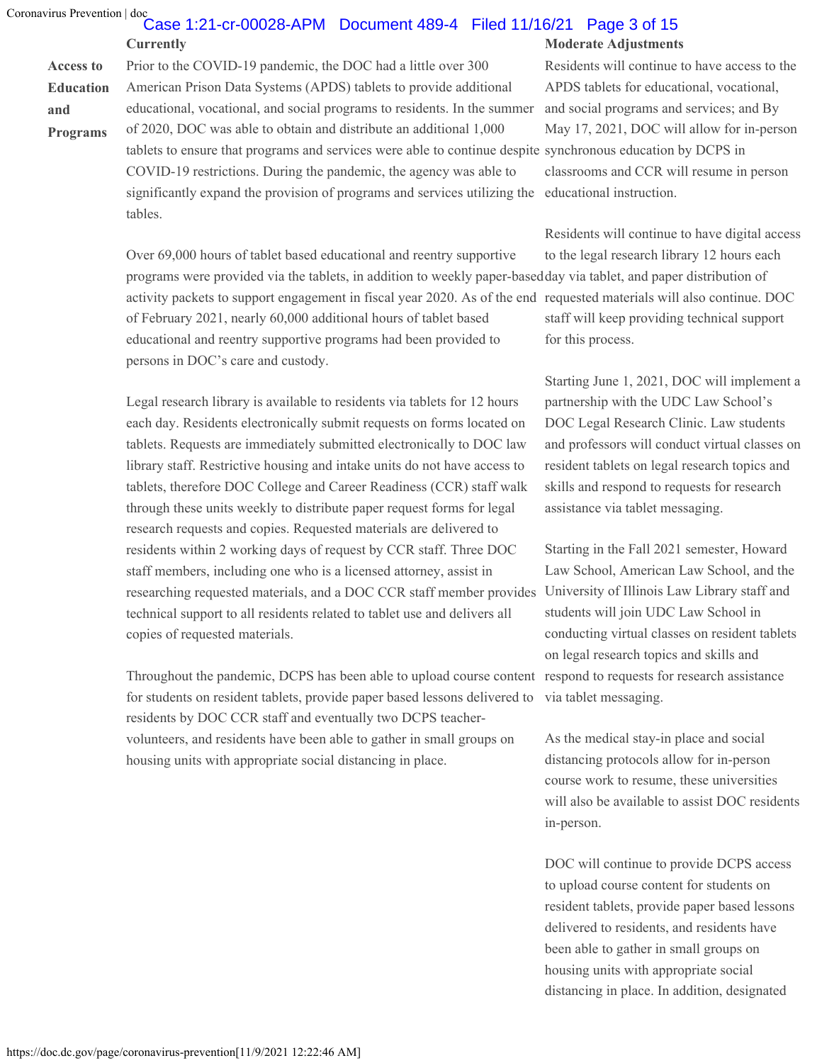| | Currently | Moderate Adjustments |
|---|---|---|
| **Access to Education and Programs** | Prior to the COVID-19 pandemic, the DOC had a little over 300 American Prison Data Systems (APDS) tablets to provide additional educational, vocational, and social programs to residents. In the summer of 2020, DOC was able to obtain and distribute an additional 1,000 tablets to ensure that programs and services were able to continue despite COVID-19 restrictions. During the pandemic, the agency was able to significantly expand the provision of programs and services utilizing the tables.<br><br>Over 69,000 hours of tablet based educational and reentry supportive programs were provided via the tablets, in addition to weekly paper-based activity packets to support engagement in fiscal year 2020. As of the end of February 2021, nearly 60,000 additional hours of tablet based educational and reentry supportive programs had been provided to persons in DOC's care and custody.<br><br>Legal research library is available to residents via tablets for 12 hours each day. Residents electronically submit requests on forms located on tablets. Requests are immediately submitted electronically to DOC law library staff. Restrictive housing and intake units do not have access to tablets, therefore DOC College and Career Readiness (CCR) staff walk through these units weekly to distribute paper request forms for legal research requests and copies. Requested materials are delivered to residents within 2 working days of request by CCR staff. Three DOC staff members, including one who is a licensed attorney, assist in researching requested materials, and a DOC CCR staff member provides technical support to all residents related to tablet use and delivers all copies of requested materials.<br><br>Throughout the pandemic, DCPS has been able to upload course content for students on resident tablets, provide paper based lessons delivered to residents by DOC CCR staff and eventually two DCPS teacher-volunteers, and residents have been able to gather in small groups on housing units with appropriate social distancing in place. | Residents will continue to have access to the APDS tablets for educational, vocational, and social programs and services; and By May 17, 2021, DOC will allow for in-person synchronous education by DCPS in classrooms and CCR will resume in person educational instruction.<br><br>Residents will continue to have digital access to the legal research library 12 hours each day via tablet, and paper distribution of requested materials will also continue. DOC staff will keep providing technical support for this process.<br><br>Starting June 1, 2021, DOC will implement a partnership with the UDC Law School's DOC Legal Research Clinic. Law students and professors will conduct virtual classes on resident tablets on legal research topics and skills and respond to requests for research assistance via tablet messaging.<br><br>Starting in the Fall 2021 semester, Howard Law School, American Law School, and the University of Illinois Law Library staff and students will join UDC Law School in conducting virtual classes on resident tablets on legal research topics and skills and respond to requests for research assistance via tablet messaging.<br><br>As the medical stay-in place and social distancing protocols allow for in-person course work to resume, these universities will also be available to assist DOC residents in-person.<br><br>DOC will continue to provide DCPS access to upload course content for students on resident tablets, provide paper based lessons delivered to residents, and residents have been able to gather in small groups on housing units with appropriate social distancing in place. In addition, designated |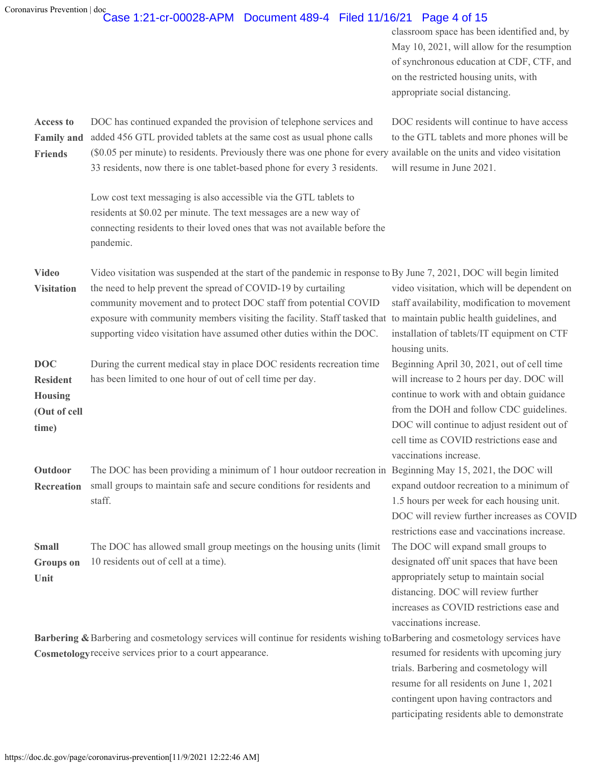| | | classroom space has been identified and, by May 10, 2021, will allow for the resumption of synchronous education at CDF, CTF, and on the restricted housing units, with appropriate social distancing. |
|---|---|---|
| **Access to Family and Friends** | DOC has continued expanded the provision of telephone services and added 456 GTL provided tablets at the same cost as usual phone calls ($0.05 per minute) to residents. Previously there was one phone for every 33 residents, now there is one tablet-based phone for every 3 residents.<br><br>Low cost text messaging is also accessible via the GTL tablets to residents at $0.02 per minute. The text messages are a new way of connecting residents to their loved ones that was not available before the pandemic. | DOC residents will continue to have access to the GTL tablets and more phones will be available on the units and video visitation will resume in June 2021. |
| **Video Visitation** | Video visitation was suspended at the start of the pandemic in response to the need to help prevent the spread of COVID-19 by curtailing community movement and to protect DOC staff from potential COVID exposure with community members visiting the facility. Staff tasked that supporting video visitation have assumed other duties within the DOC. | By June 7, 2021, DOC will begin limited video visitation, which will be dependent on staff availability, modification to movement to maintain public health guidelines, and installation of tablets/IT equipment on CTF housing units. |
| **DOC Resident Housing (Out of cell time)** | During the current medical stay in place DOC residents recreation time has been limited to one hour of out of cell time per day. | Beginning April 30, 2021, out of cell time will increase to 2 hours per day. DOC will continue to work with and obtain guidance from the DOH and follow CDC guidelines. DOC will continue to adjust resident out of cell time as COVID restrictions ease and vaccinations increase. |
| **Outdoor Recreation** | The DOC has been providing a minimum of 1 hour outdoor recreation in small groups to maintain safe and secure conditions for residents and staff. | Beginning May 15, 2021, the DOC will expand outdoor recreation to a minimum of 1.5 hours per week for each housing unit. DOC will review further increases as COVID restrictions ease and vaccinations increase. |
| **Small Groups on Unit** | The DOC has allowed small group meetings on the housing units (limit 10 residents out of cell at a time). | The DOC will expand small groups to designated off unit spaces that have been appropriately setup to maintain social distancing. DOC will review further increases as COVID restrictions ease and vaccinations increase. |
| **Barbering & Cosmetology** | Barbering and cosmetology services will continue for residents wishing to receive services prior to a court appearance. | Barbering and cosmetology services have resumed for residents with upcoming jury trials. Barbering and cosmetology will resume for all residents on June 1, 2021 contingent upon having contractors and participating residents able to demonstrate |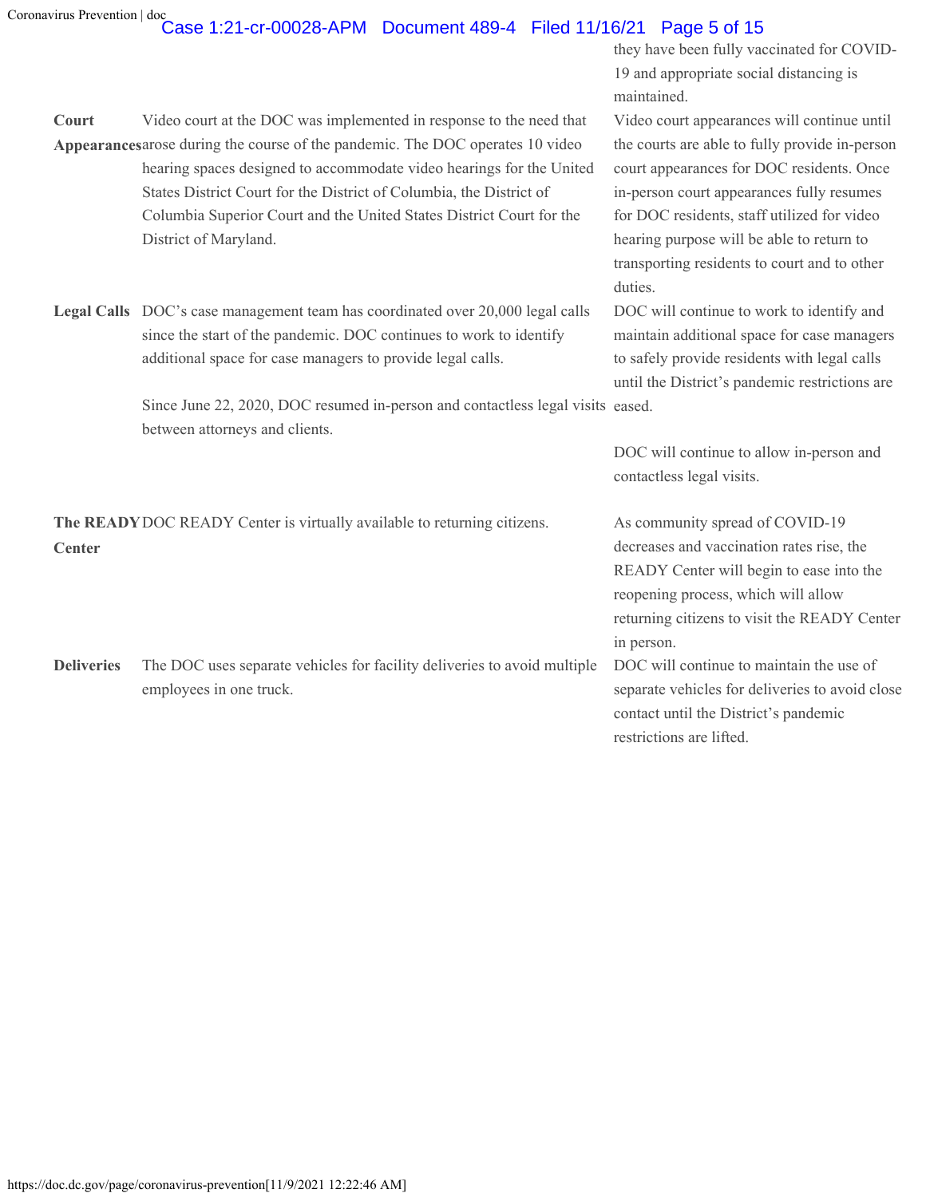| | | they have been fully vaccinated for COVID-19 and appropriate social distancing is maintained. |
|---|---|---|
| **Court Appearances** | Video court at the DOC was implemented in response to the need that arose during the course of the pandemic. The DOC operates 10 video hearing spaces designed to accommodate video hearings for the United States District Court for the District of Columbia, the District of Columbia Superior Court and the United States District Court for the District of Maryland. | Video court appearances will continue until the courts are able to fully provide in-person court appearances for DOC residents. Once in-person court appearances fully resumes for DOC residents, staff utilized for video hearing purpose will be able to return to transporting residents to court and to other duties. |
| **Legal Calls** | DOC's case management team has coordinated over 20,000 legal calls since the start of the pandemic. DOC continues to work to identify additional space for case managers to provide legal calls.<br><br>Since June 22, 2020, DOC resumed in-person and contactless legal visits between attorneys and clients. | DOC will continue to work to identify and maintain additional space for case managers to safely provide residents with legal calls until the District's pandemic restrictions are eased.<br><br>DOC will continue to allow in-person and contactless legal visits. |
| **The READY Center** | DOC READY Center is virtually available to returning citizens. | As community spread of COVID-19 decreases and vaccination rates rise, the READY Center will begin to ease into the reopening process, which will allow returning citizens to visit the READY Center in person. |
| **Deliveries** | The DOC uses separate vehicles for facility deliveries to avoid multiple employees in one truck. | DOC will continue to maintain the use of separate vehicles for deliveries to avoid close contact until the District's pandemic restrictions are lifted. |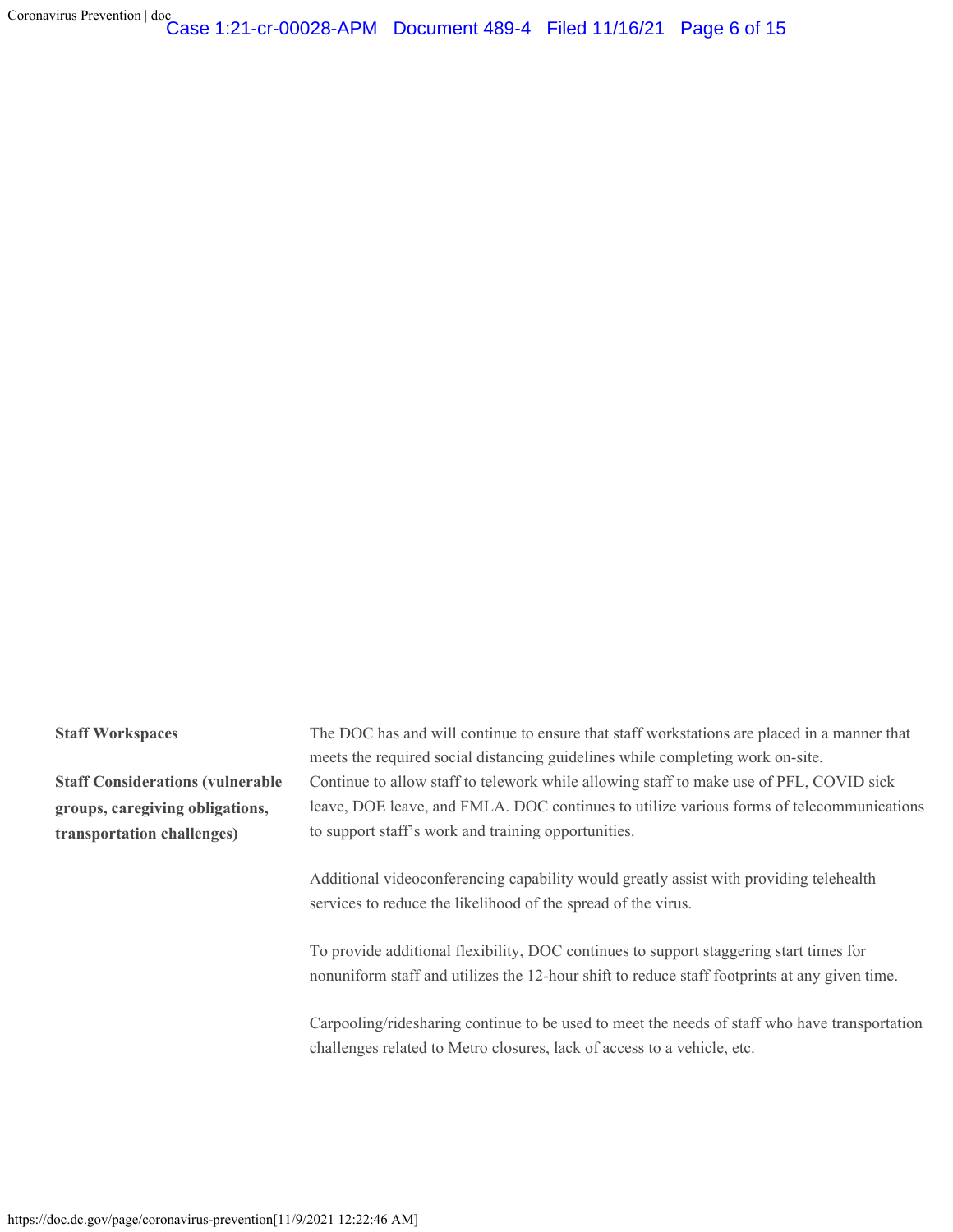| | |
|---|---|
| **Staff Workspaces** | The DOC has and will continue to ensure that staff workstations are placed in a manner that meets the required social distancing guidelines while completing work on-site. |
| **Staff Considerations (vulnerable groups, caregiving obligations, transportation challenges)** | Continue to allow staff to telework while allowing staff to make use of PFL, COVID sick leave, DOE leave, and FMLA. DOC continues to utilize various forms of telecommunications to support staff's work and training opportunities.<br><br>Additional videoconferencing capability would greatly assist with providing telehealth services to reduce the likelihood of the spread of the virus.<br><br>To provide additional flexibility, DOC continues to support staggering start times for nonuniform staff and utilizes the 12-hour shift to reduce staff footprints at any given time.<br><br>Carpooling/ridesharing continue to be used to meet the needs of staff who have transportation challenges related to Metro closures, lack of access to a vehicle, etc. |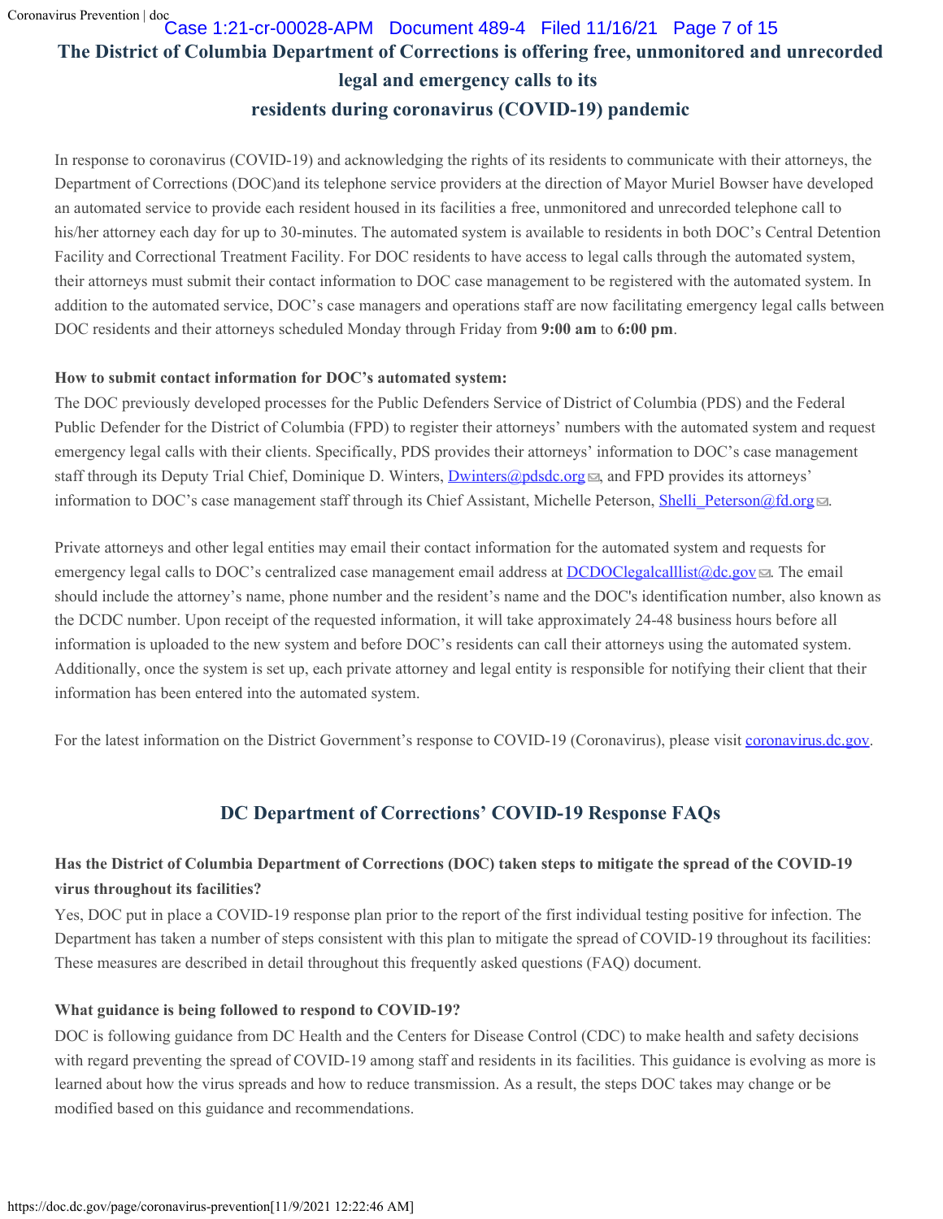# The District of Columbia Department of Corrections is offering free, unmonitored and unrecorded legal and emergency calls to its residents during coronavirus (COVID-19) pandemic

In response to coronavirus (COVID-19) and acknowledging the rights of its residents to communicate with their attorneys, the Department of Corrections (DOC)and its telephone service providers at the direction of Mayor Muriel Bowser have developed an automated service to provide each resident housed in its facilities a free, unmonitored and unrecorded telephone call to his/her attorney each day for up to 30-minutes. The automated system is available to residents in both DOC's Central Detention Facility and Correctional Treatment Facility. For DOC residents to have access to legal calls through the automated system, their attorneys must submit their contact information to DOC case management to be registered with the automated system. In addition to the automated service, DOC's case managers and operations staff are now facilitating emergency legal calls between DOC residents and their attorneys scheduled Monday through Friday from **9:00 am** to **6:00 pm**.

**How to submit contact information for DOC's automated system:**

The DOC previously developed processes for the Public Defenders Service of District of Columbia (PDS) and the Federal Public Defender for the District of Columbia (FPD) to register their attorneys' numbers with the automated system and request emergency legal calls with their clients. Specifically, PDS provides their attorneys' information to DOC's case management staff through its Deputy Trial Chief, Dominique D. Winters, Dwinters@pdsdc.org, and FPD provides its attorneys' information to DOC's case management staff through its Chief Assistant, Michelle Peterson, Shelli_Peterson@fd.org.

Private attorneys and other legal entities may email their contact information for the automated system and requests for emergency legal calls to DOC's centralized case management email address at DCDOClegalcalllist@dc.gov. The email should include the attorney's name, phone number and the resident's name and the DOC's identification number, also known as the DCDC number. Upon receipt of the requested information, it will take approximately 24-48 business hours before all information is uploaded to the new system and before DOC's residents can call their attorneys using the automated system. Additionally, once the system is set up, each private attorney and legal entity is responsible for notifying their client that their information has been entered into the automated system.

For the latest information on the District Government's response to COVID-19 (Coronavirus), please visit coronavirus.dc.gov.

## DC Department of Corrections' COVID-19 Response FAQs

**Has the District of Columbia Department of Corrections (DOC) taken steps to mitigate the spread of the COVID-19 virus throughout its facilities?**

Yes, DOC put in place a COVID-19 response plan prior to the report of the first individual testing positive for infection. The Department has taken a number of steps consistent with this plan to mitigate the spread of COVID-19 throughout its facilities: These measures are described in detail throughout this frequently asked questions (FAQ) document.

**What guidance is being followed to respond to COVID-19?**

DOC is following guidance from DC Health and the Centers for Disease Control (CDC) to make health and safety decisions with regard preventing the spread of COVID-19 among staff and residents in its facilities. This guidance is evolving as more is learned about how the virus spreads and how to reduce transmission. As a result, the steps DOC takes may change or be modified based on this guidance and recommendations.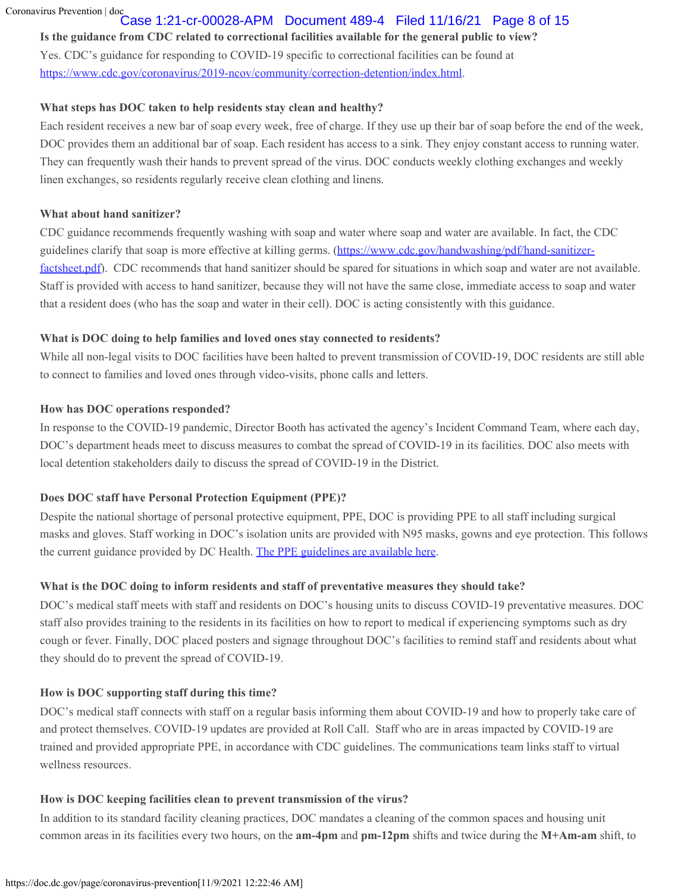**Is the guidance from CDC related to correctional facilities available for the general public to view?**

Yes. CDC's guidance for responding to COVID-19 specific to correctional facilities can be found at https://www.cdc.gov/coronavirus/2019-ncov/community/correction-detention/index.html.

**What steps has DOC taken to help residents stay clean and healthy?**

Each resident receives a new bar of soap every week, free of charge. If they use up their bar of soap before the end of the week, DOC provides them an additional bar of soap. Each resident has access to a sink. They enjoy constant access to running water. They can frequently wash their hands to prevent spread of the virus. DOC conducts weekly clothing exchanges and weekly linen exchanges, so residents regularly receive clean clothing and linens.

**What about hand sanitizer?**

CDC guidance recommends frequently washing with soap and water where soap and water are available. In fact, the CDC guidelines clarify that soap is more effective at killing germs. (https://www.cdc.gov/handwashing/pdf/hand-sanitizer-factsheet.pdf). CDC recommends that hand sanitizer should be spared for situations in which soap and water are not available. Staff is provided with access to hand sanitizer, because they will not have the same close, immediate access to soap and water that a resident does (who has the soap and water in their cell). DOC is acting consistently with this guidance.

**What is DOC doing to help families and loved ones stay connected to residents?**

While all non-legal visits to DOC facilities have been halted to prevent transmission of COVID-19, DOC residents are still able to connect to families and loved ones through video-visits, phone calls and letters.

**How has DOC operations responded?**

In response to the COVID-19 pandemic, Director Booth has activated the agency's Incident Command Team, where each day, DOC's department heads meet to discuss measures to combat the spread of COVID-19 in its facilities. DOC also meets with local detention stakeholders daily to discuss the spread of COVID-19 in the District.

**Does DOC staff have Personal Protection Equipment (PPE)?**

Despite the national shortage of personal protective equipment, PPE, DOC is providing PPE to all staff including surgical masks and gloves. Staff working in DOC's isolation units are provided with N95 masks, gowns and eye protection. This follows the current guidance provided by DC Health. The PPE guidelines are available here.

**What is the DOC doing to inform residents and staff of preventative measures they should take?**

DOC's medical staff meets with staff and residents on DOC's housing units to discuss COVID-19 preventative measures. DOC staff also provides training to the residents in its facilities on how to report to medical if experiencing symptoms such as dry cough or fever. Finally, DOC placed posters and signage throughout DOC's facilities to remind staff and residents about what they should do to prevent the spread of COVID-19.

**How is DOC supporting staff during this time?**

DOC's medical staff connects with staff on a regular basis informing them about COVID-19 and how to properly take care of and protect themselves. COVID-19 updates are provided at Roll Call. Staff who are in areas impacted by COVID-19 are trained and provided appropriate PPE, in accordance with CDC guidelines. The communications team links staff to virtual wellness resources.

**How is DOC keeping facilities clean to prevent transmission of the virus?**

In addition to its standard facility cleaning practices, DOC mandates a cleaning of the common spaces and housing unit common areas in its facilities every two hours, on the **am-4pm** and **pm-12pm** shifts and twice during the **M+Am-am** shift, to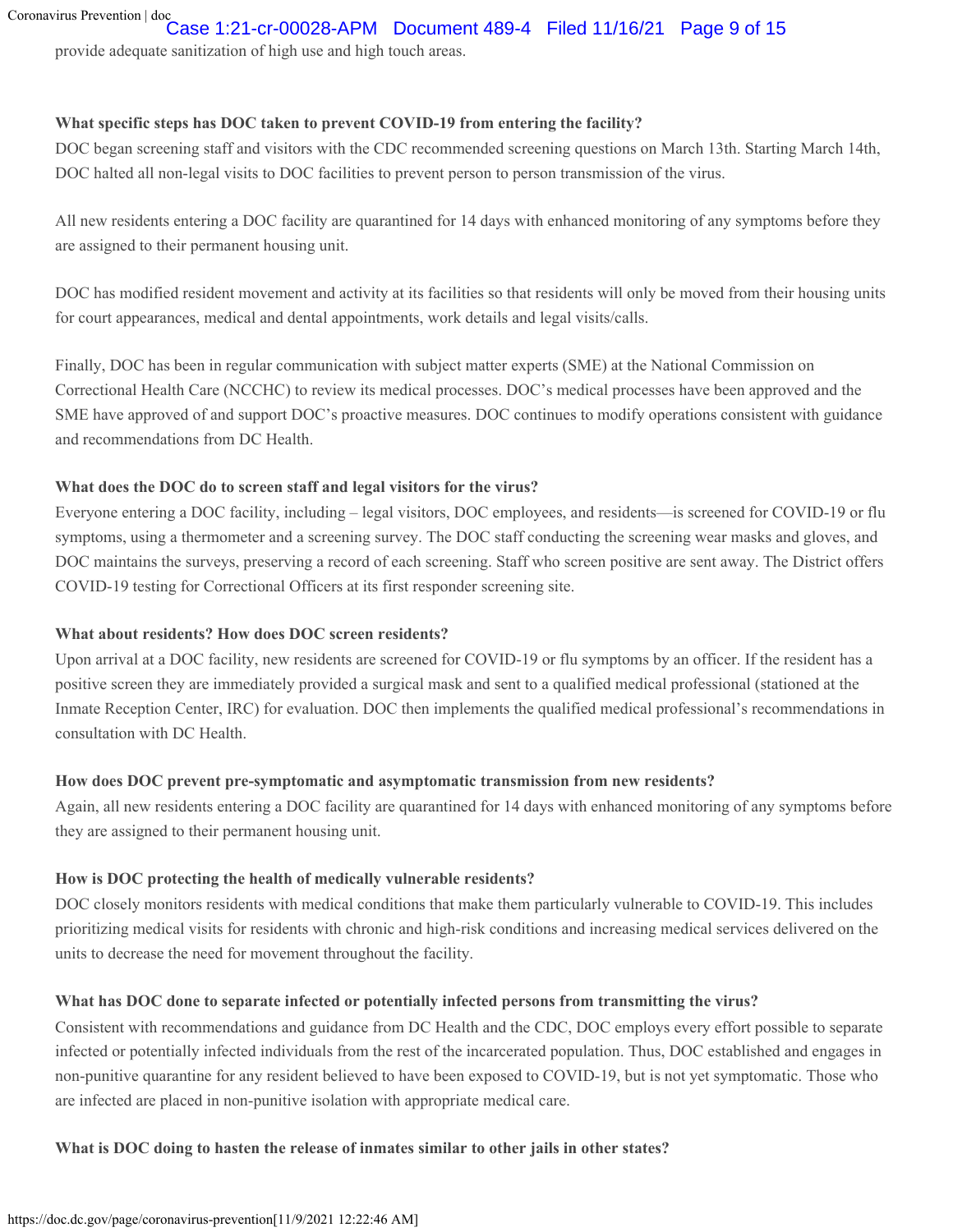provide adequate sanitization of high use and high touch areas.

**What specific steps has DOC taken to prevent COVID-19 from entering the facility?**

DOC began screening staff and visitors with the CDC recommended screening questions on March 13th. Starting March 14th, DOC halted all non-legal visits to DOC facilities to prevent person to person transmission of the virus.

All new residents entering a DOC facility are quarantined for 14 days with enhanced monitoring of any symptoms before they are assigned to their permanent housing unit.

DOC has modified resident movement and activity at its facilities so that residents will only be moved from their housing units for court appearances, medical and dental appointments, work details and legal visits/calls.

Finally, DOC has been in regular communication with subject matter experts (SME) at the National Commission on Correctional Health Care (NCCHC) to review its medical processes. DOC's medical processes have been approved and the SME have approved of and support DOC's proactive measures. DOC continues to modify operations consistent with guidance and recommendations from DC Health.

**What does the DOC do to screen staff and legal visitors for the virus?**

Everyone entering a DOC facility, including – legal visitors, DOC employees, and residents—is screened for COVID-19 or flu symptoms, using a thermometer and a screening survey. The DOC staff conducting the screening wear masks and gloves, and DOC maintains the surveys, preserving a record of each screening. Staff who screen positive are sent away. The District offers COVID-19 testing for Correctional Officers at its first responder screening site.

**What about residents? How does DOC screen residents?**

Upon arrival at a DOC facility, new residents are screened for COVID-19 or flu symptoms by an officer. If the resident has a positive screen they are immediately provided a surgical mask and sent to a qualified medical professional (stationed at the Inmate Reception Center, IRC) for evaluation. DOC then implements the qualified medical professional's recommendations in consultation with DC Health.

**How does DOC prevent pre-symptomatic and asymptomatic transmission from new residents?**

Again, all new residents entering a DOC facility are quarantined for 14 days with enhanced monitoring of any symptoms before they are assigned to their permanent housing unit.

**How is DOC protecting the health of medically vulnerable residents?**

DOC closely monitors residents with medical conditions that make them particularly vulnerable to COVID-19. This includes prioritizing medical visits for residents with chronic and high-risk conditions and increasing medical services delivered on the units to decrease the need for movement throughout the facility.

**What has DOC done to separate infected or potentially infected persons from transmitting the virus?**

Consistent with recommendations and guidance from DC Health and the CDC, DOC employs every effort possible to separate infected or potentially infected individuals from the rest of the incarcerated population. Thus, DOC established and engages in non-punitive quarantine for any resident believed to have been exposed to COVID-19, but is not yet symptomatic. Those who are infected are placed in non-punitive isolation with appropriate medical care.

**What is DOC doing to hasten the release of inmates similar to other jails in other states?**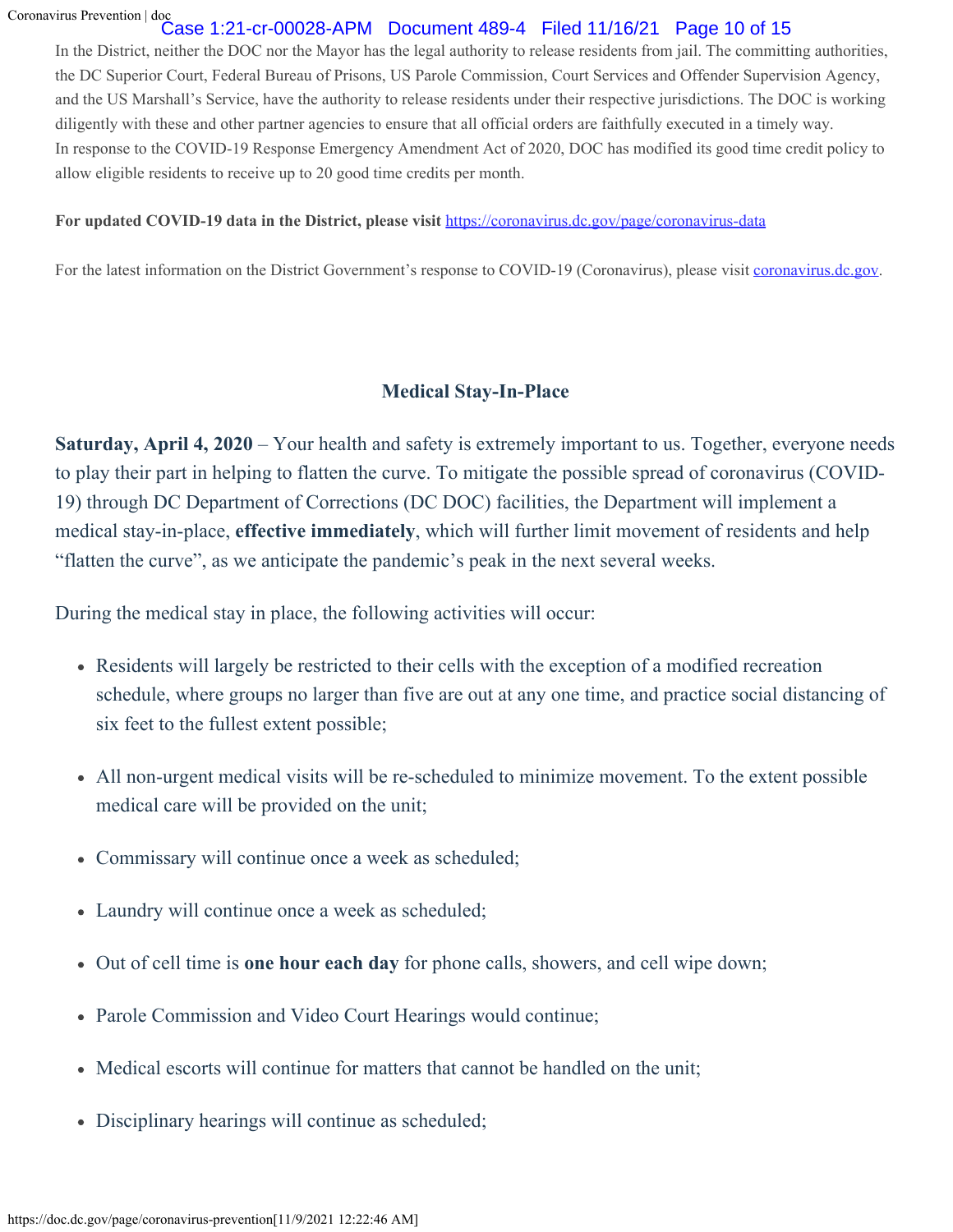In the District, neither the DOC nor the Mayor has the legal authority to release residents from jail. The committing authorities, the DC Superior Court, Federal Bureau of Prisons, US Parole Commission, Court Services and Offender Supervision Agency, and the US Marshall's Service, have the authority to release residents under their respective jurisdictions. The DOC is working diligently with these and other partner agencies to ensure that all official orders are faithfully executed in a timely way.
In response to the COVID-19 Response Emergency Amendment Act of 2020, DOC has modified its good time credit policy to allow eligible residents to receive up to 20 good time credits per month.

**For updated COVID-19 data in the District, please visit** [https://coronavirus.dc.gov/page/coronavirus-data](https://coronavirus.dc.gov/page/coronavirus-data)

For the latest information on the District Government's response to COVID-19 (Coronavirus), please visit [coronavirus.dc.gov](coronavirus.dc.gov).

## Medical Stay-In-Place

**Saturday, April 4, 2020** – Your health and safety is extremely important to us. Together, everyone needs to play their part in helping to flatten the curve. To mitigate the possible spread of coronavirus (COVID-19) through DC Department of Corrections (DC DOC) facilities, the Department will implement a medical stay-in-place, **effective immediately**, which will further limit movement of residents and help "flatten the curve", as we anticipate the pandemic's peak in the next several weeks.

During the medical stay in place, the following activities will occur:

- Residents will largely be restricted to their cells with the exception of a modified recreation schedule, where groups no larger than five are out at any one time, and practice social distancing of six feet to the fullest extent possible;
- All non-urgent medical visits will be re-scheduled to minimize movement. To the extent possible medical care will be provided on the unit;
- Commissary will continue once a week as scheduled;
- Laundry will continue once a week as scheduled;
- Out of cell time is **one hour each day** for phone calls, showers, and cell wipe down;
- Parole Commission and Video Court Hearings would continue;
- Medical escorts will continue for matters that cannot be handled on the unit;
- Disciplinary hearings will continue as scheduled;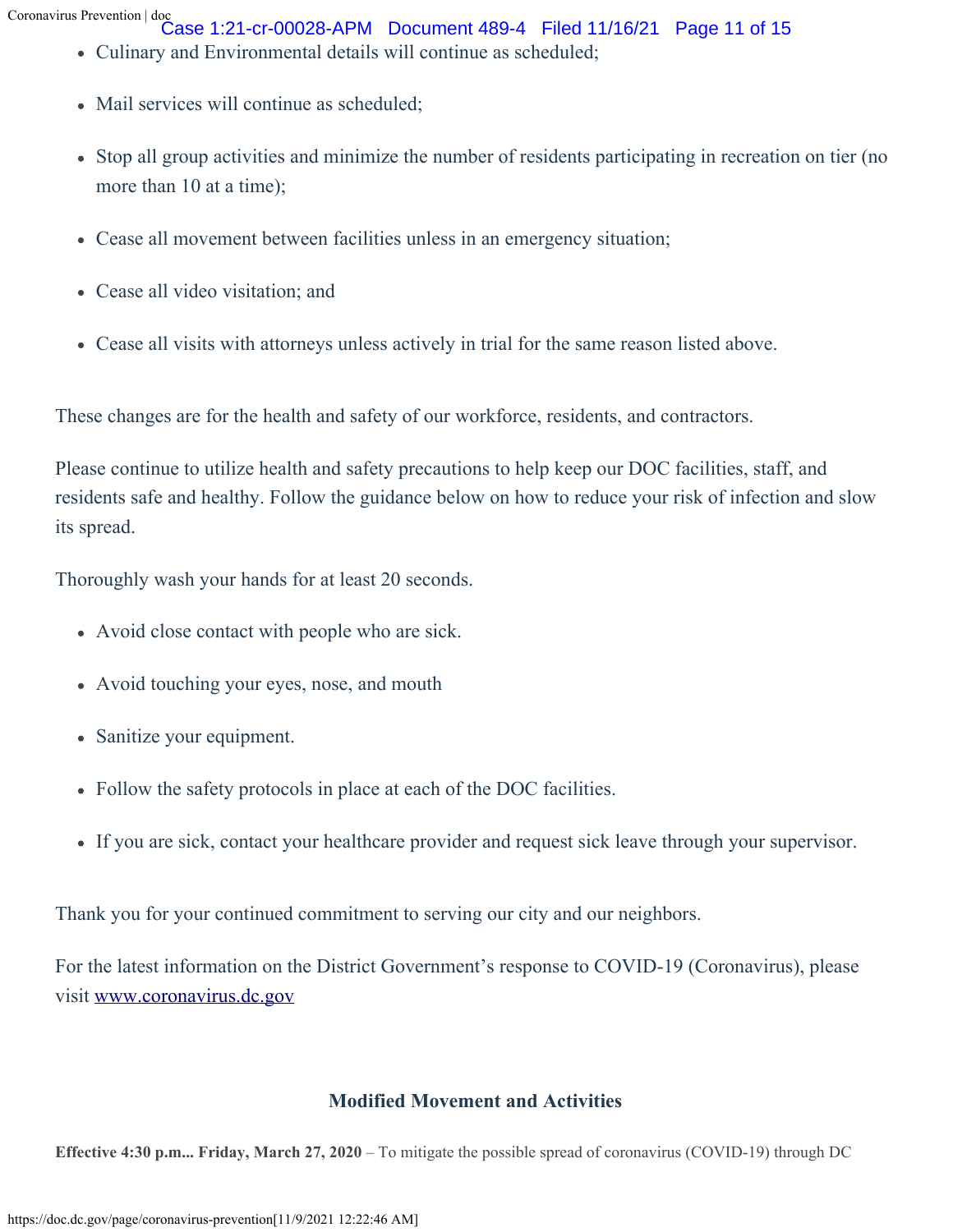- Culinary and Environmental details will continue as scheduled;
- Mail services will continue as scheduled;
- Stop all group activities and minimize the number of residents participating in recreation on tier (no more than 10 at a time);
- Cease all movement between facilities unless in an emergency situation;
- Cease all video visitation; and
- Cease all visits with attorneys unless actively in trial for the same reason listed above.

These changes are for the health and safety of our workforce, residents, and contractors.

Please continue to utilize health and safety precautions to help keep our DOC facilities, staff, and residents safe and healthy. Follow the guidance below on how to reduce your risk of infection and slow its spread.

Thoroughly wash your hands for at least 20 seconds.

- Avoid close contact with people who are sick.
- Avoid touching your eyes, nose, and mouth
- Sanitize your equipment.
- Follow the safety protocols in place at each of the DOC facilities.
- If you are sick, contact your healthcare provider and request sick leave through your supervisor.

Thank you for your continued commitment to serving our city and our neighbors.

For the latest information on the District Government's response to COVID-19 (Coronavirus), please visit [www.coronavirus.dc.gov](www.coronavirus.dc.gov)

### Modified Movement and Activities

**Effective 4:30 p.m... Friday, March 27, 2020** – To mitigate the possible spread of coronavirus (COVID-19) through DC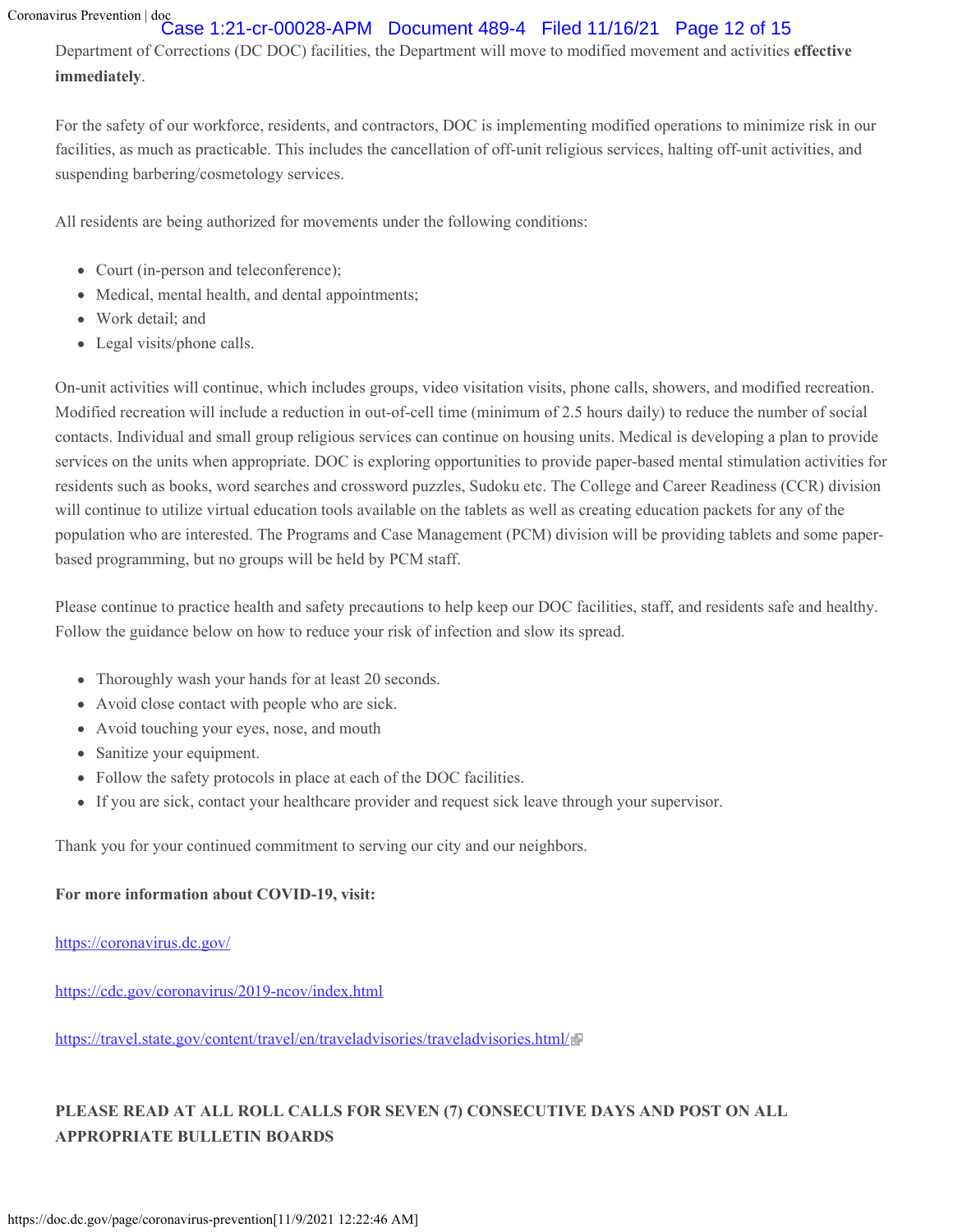Department of Corrections (DC DOC) facilities, the Department will move to modified movement and activities **effective immediately**.

For the safety of our workforce, residents, and contractors, DOC is implementing modified operations to minimize risk in our facilities, as much as practicable. This includes the cancellation of off-unit religious services, halting off-unit activities, and suspending barbering/cosmetology services.

All residents are being authorized for movements under the following conditions:

- Court (in-person and teleconference);
- Medical, mental health, and dental appointments;
- Work detail; and
- Legal visits/phone calls.

On-unit activities will continue, which includes groups, video visitation visits, phone calls, showers, and modified recreation. Modified recreation will include a reduction in out-of-cell time (minimum of 2.5 hours daily) to reduce the number of social contacts. Individual and small group religious services can continue on housing units. Medical is developing a plan to provide services on the units when appropriate. DOC is exploring opportunities to provide paper-based mental stimulation activities for residents such as books, word searches and crossword puzzles, Sudoku etc. The College and Career Readiness (CCR) division will continue to utilize virtual education tools available on the tablets as well as creating education packets for any of the population who are interested. The Programs and Case Management (PCM) division will be providing tablets and some paper-based programming, but no groups will be held by PCM staff.

Please continue to practice health and safety precautions to help keep our DOC facilities, staff, and residents safe and healthy. Follow the guidance below on how to reduce your risk of infection and slow its spread.

- Thoroughly wash your hands for at least 20 seconds.
- Avoid close contact with people who are sick.
- Avoid touching your eyes, nose, and mouth
- Sanitize your equipment.
- Follow the safety protocols in place at each of the DOC facilities.
- If you are sick, contact your healthcare provider and request sick leave through your supervisor.

Thank you for your continued commitment to serving our city and our neighbors.

**For more information about COVID-19, visit:**

https://coronavirus.dc.gov/

https://cdc.gov/coronavirus/2019-ncov/index.html

https://travel.state.gov/content/travel/en/traveladvisories/traveladvisories.html/

**PLEASE READ AT ALL ROLL CALLS FOR SEVEN (7) CONSECUTIVE DAYS AND POST ON ALL APPROPRIATE BULLETIN BOARDS**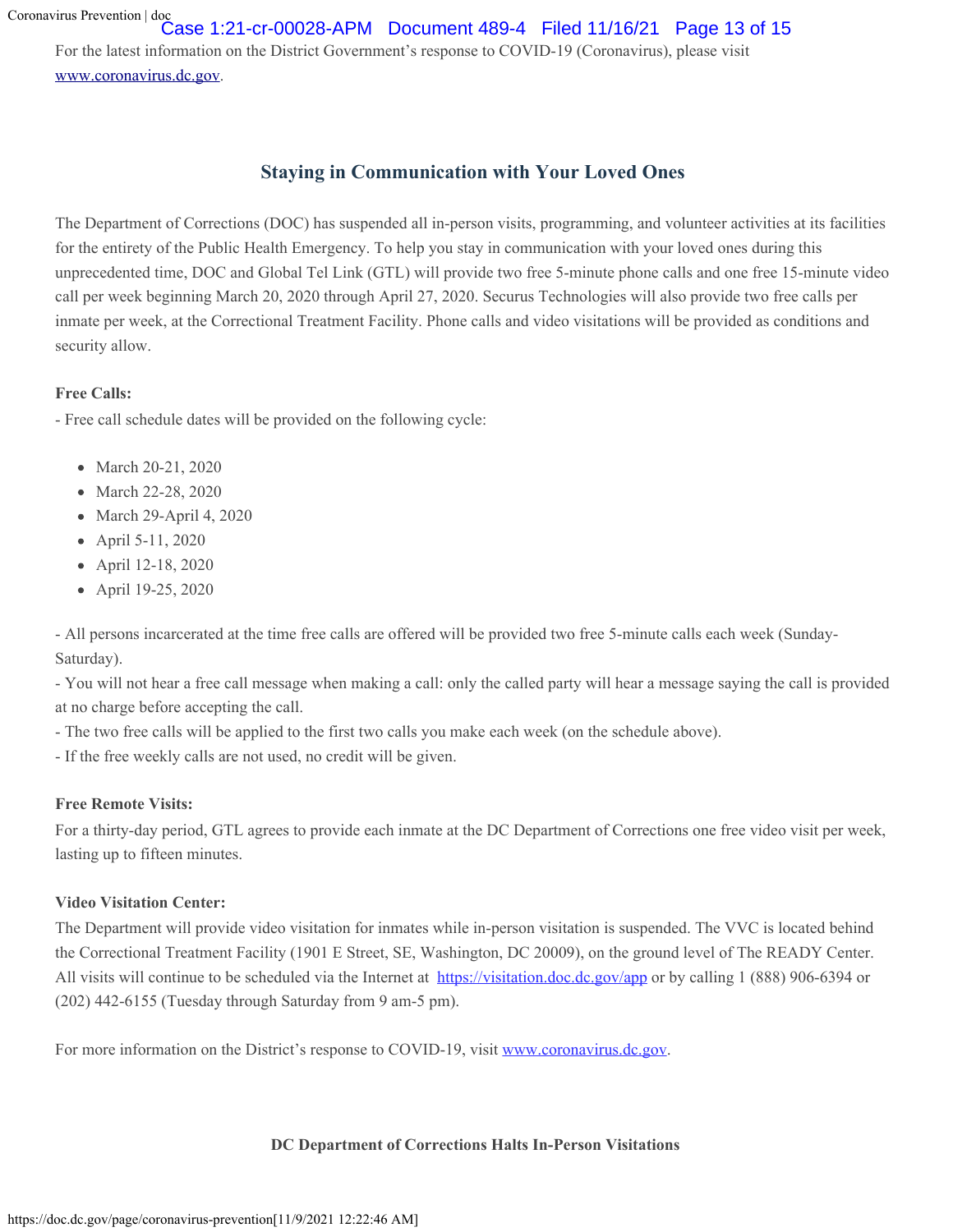For the latest information on the District Government's response to COVID-19 (Coronavirus), please visit [www.coronavirus.dc.gov](http://www.coronavirus.dc.gov).

## Staying in Communication with Your Loved Ones

The Department of Corrections (DOC) has suspended all in-person visits, programming, and volunteer activities at its facilities for the entirety of the Public Health Emergency. To help you stay in communication with your loved ones during this unprecedented time, DOC and Global Tel Link (GTL) will provide two free 5-minute phone calls and one free 15-minute video call per week beginning March 20, 2020 through April 27, 2020. Securus Technologies will also provide two free calls per inmate per week, at the Correctional Treatment Facility. Phone calls and video visitations will be provided as conditions and security allow.

**Free Calls:**

- Free call schedule dates will be provided on the following cycle:

- March 20-21, 2020
- March 22-28, 2020
- March 29-April 4, 2020
- April 5-11, 2020
- April 12-18, 2020
- April 19-25, 2020

- All persons incarcerated at the time free calls are offered will be provided two free 5-minute calls each week (Sunday-Saturday).
- You will not hear a free call message when making a call: only the called party will hear a message saying the call is provided at no charge before accepting the call.
- The two free calls will be applied to the first two calls you make each week (on the schedule above).
- If the free weekly calls are not used, no credit will be given.

**Free Remote Visits:**

For a thirty-day period, GTL agrees to provide each inmate at the DC Department of Corrections one free video visit per week, lasting up to fifteen minutes.

**Video Visitation Center:**

The Department will provide video visitation for inmates while in-person visitation is suspended. The VVC is located behind the Correctional Treatment Facility (1901 E Street, SE, Washington, DC 20009), on the ground level of The READY Center. All visits will continue to be scheduled via the Internet at [https://visitation.doc.dc.gov/app](https://visitation.doc.dc.gov/app) or by calling 1 (888) 906-6394 or (202) 442-6155 (Tuesday through Saturday from 9 am-5 pm).

For more information on the District's response to COVID-19, visit [www.coronavirus.dc.gov](http://www.coronavirus.dc.gov).

**DC Department of Corrections Halts In-Person Visitations**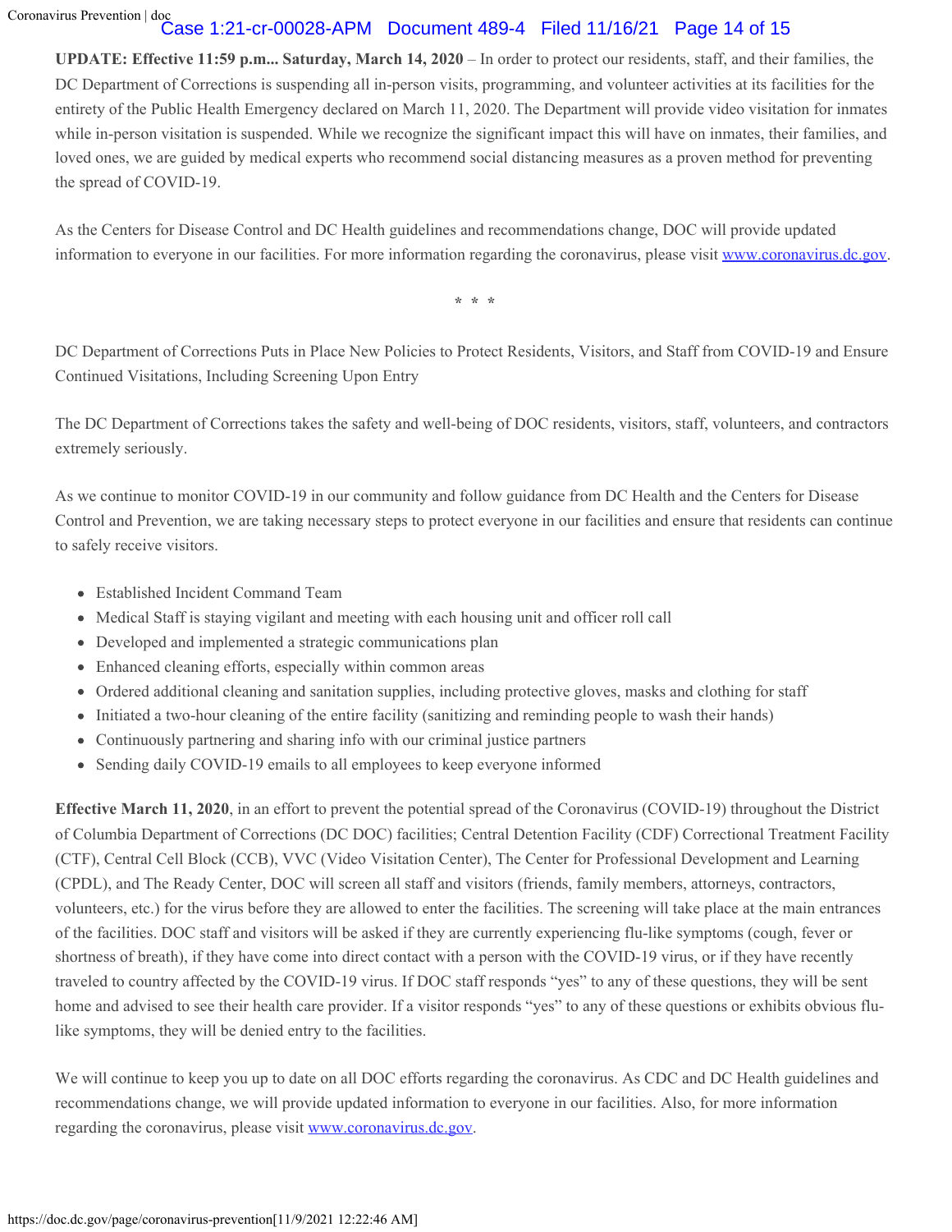**UPDATE: Effective 11:59 p.m... Saturday, March 14, 2020** – In order to protect our residents, staff, and their families, the DC Department of Corrections is suspending all in-person visits, programming, and volunteer activities at its facilities for the entirety of the Public Health Emergency declared on March 11, 2020. The Department will provide video visitation for inmates while in-person visitation is suspended. While we recognize the significant impact this will have on inmates, their families, and loved ones, we are guided by medical experts who recommend social distancing measures as a proven method for preventing the spread of COVID-19.

As the Centers for Disease Control and DC Health guidelines and recommendations change, DOC will provide updated information to everyone in our facilities. For more information regarding the coronavirus, please visit www.coronavirus.dc.gov.

\* \* \*

DC Department of Corrections Puts in Place New Policies to Protect Residents, Visitors, and Staff from COVID-19 and Ensure Continued Visitations, Including Screening Upon Entry

The DC Department of Corrections takes the safety and well-being of DOC residents, visitors, staff, volunteers, and contractors extremely seriously.

As we continue to monitor COVID-19 in our community and follow guidance from DC Health and the Centers for Disease Control and Prevention, we are taking necessary steps to protect everyone in our facilities and ensure that residents can continue to safely receive visitors.

- Established Incident Command Team
- Medical Staff is staying vigilant and meeting with each housing unit and officer roll call
- Developed and implemented a strategic communications plan
- Enhanced cleaning efforts, especially within common areas
- Ordered additional cleaning and sanitation supplies, including protective gloves, masks and clothing for staff
- Initiated a two-hour cleaning of the entire facility (sanitizing and reminding people to wash their hands)
- Continuously partnering and sharing info with our criminal justice partners
- Sending daily COVID-19 emails to all employees to keep everyone informed

**Effective March 11, 2020**, in an effort to prevent the potential spread of the Coronavirus (COVID-19) throughout the District of Columbia Department of Corrections (DC DOC) facilities; Central Detention Facility (CDF) Correctional Treatment Facility (CTF), Central Cell Block (CCB), VVC (Video Visitation Center), The Center for Professional Development and Learning (CPDL), and The Ready Center, DOC will screen all staff and visitors (friends, family members, attorneys, contractors, volunteers, etc.) for the virus before they are allowed to enter the facilities. The screening will take place at the main entrances of the facilities. DOC staff and visitors will be asked if they are currently experiencing flu-like symptoms (cough, fever or shortness of breath), if they have come into direct contact with a person with the COVID-19 virus, or if they have recently traveled to country affected by the COVID-19 virus. If DOC staff responds "yes" to any of these questions, they will be sent home and advised to see their health care provider. If a visitor responds "yes" to any of these questions or exhibits obvious flu-like symptoms, they will be denied entry to the facilities.

We will continue to keep you up to date on all DOC efforts regarding the coronavirus. As CDC and DC Health guidelines and recommendations change, we will provide updated information to everyone in our facilities. Also, for more information regarding the coronavirus, please visit www.coronavirus.dc.gov.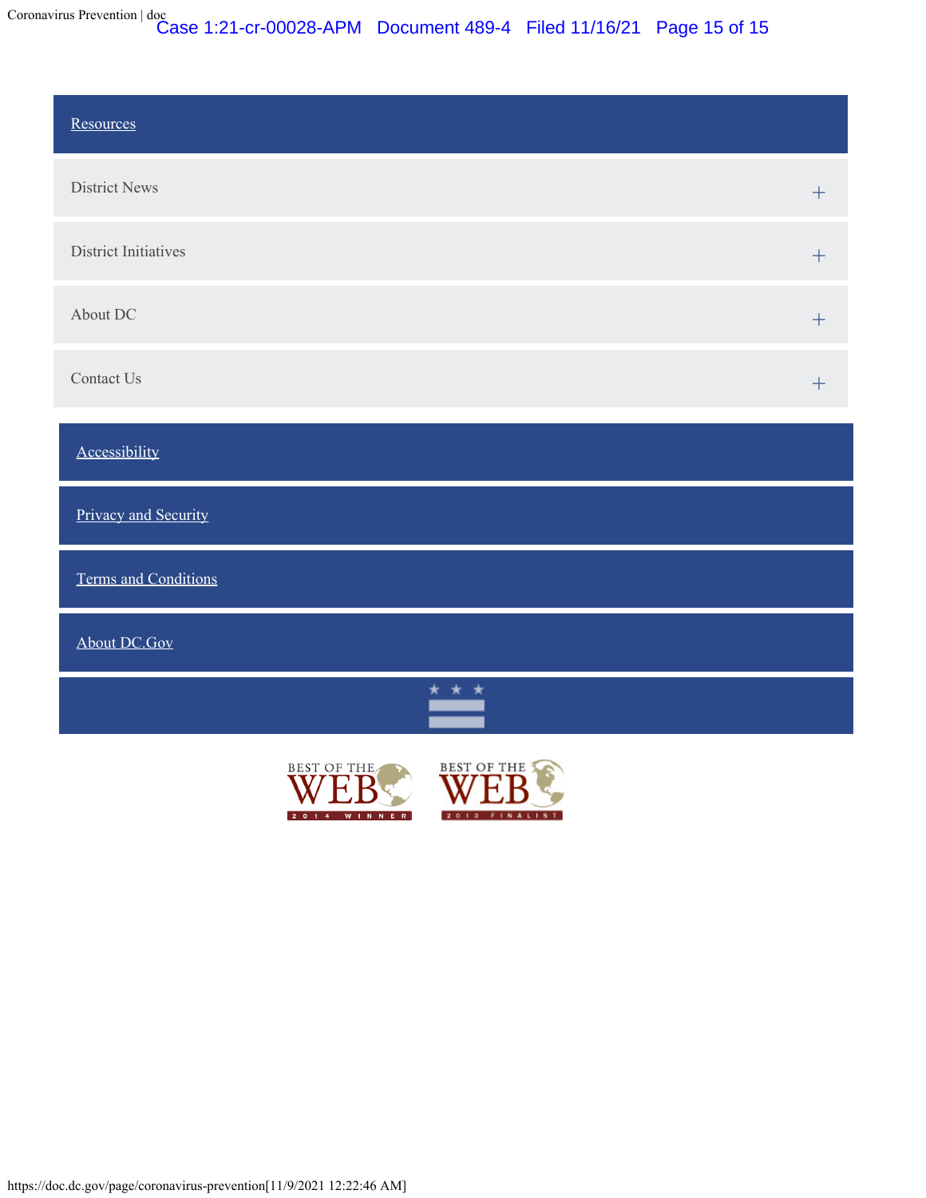Resources

District News +

District Initiatives +

About DC +

Contact Us +

Accessibility

Privacy and Security

Terms and Conditions

About DC.Gov

BEST OF THE WEB 2014 WINNER

BEST OF THE WEB 2013 FINALIST